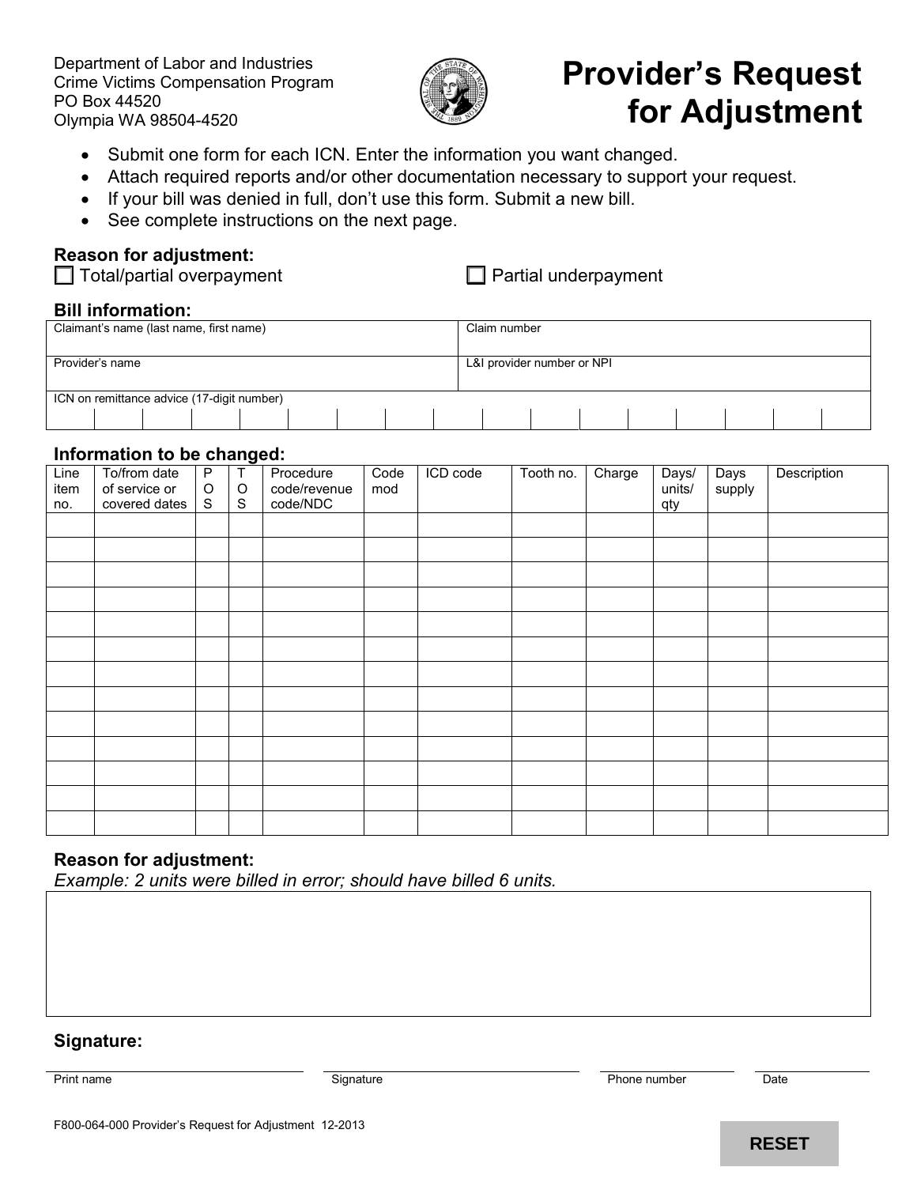Department of Labor and Industries
Crime Victims Compensation Program
PO Box 44520
Olympia WA 98504-4520

# Provider's Request for Adjustment

- Submit one form for each ICN. Enter the information you want changed.
- Attach required reports and/or other documentation necessary to support your request.
- If your bill was denied in full, don't use this form. Submit a new bill.
- See complete instructions on the next page.

**Reason for adjustment:**

☐ Total/partial overpayment ☐ Partial underpayment

**Bill information:**

| Claimant's name (last name, first name) | Claim number |
|---|---|
| Provider's name | L&I provider number or NPI |
| ICN on remittance advice (17-digit number) | |

**Information to be changed:**

| Line item no. | To/from date of service or covered dates | POS | TOS | Procedure code/revenue code/NDC | Code mod | ICD code | Tooth no. | Charge | Days/units/qty | Days supply | Description |
|---|---|---|---|---|---|---|---|---|---|---|---|
| | | | | | | | | | | | |
| | | | | | | | | | | | |
| | | | | | | | | | | | |
| | | | | | | | | | | | |
| | | | | | | | | | | | |
| | | | | | | | | | | | |
| | | | | | | | | | | | |
| | | | | | | | | | | | |
| | | | | | | | | | | | |
| | | | | | | | | | | | |
| | | | | | | | | | | | |
| | | | | | | | | | | | |
| | | | | | | | | | | | |

**Reason for adjustment:**

*Example: 2 units were billed in error; should have billed 6 units.*

**Signature:**

Print name ______________ Signature ______________ Phone number ______________ Date ______________

F800-064-000 Provider's Request for Adjustment 12-2013

RESET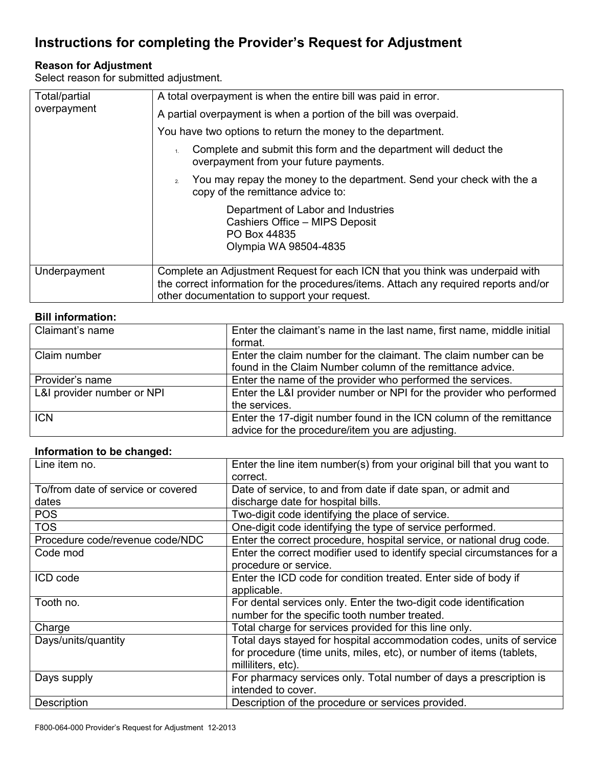# Instructions for completing the Provider's Request for Adjustment

**Reason for Adjustment**

Select reason for submitted adjustment.

| | |
|---|---|
| Total/partial overpayment | A total overpayment is when the entire bill was paid in error.<br><br>A partial overpayment is when a portion of the bill was overpaid.<br><br>You have two options to return the money to the department.<br><br>1. Complete and submit this form and the department will deduct the overpayment from your future payments.<br>2. You may repay the money to the department. Send your check with the a copy of the remittance advice to:<br><br>Department of Labor and Industries<br>Cashiers Office – MIPS Deposit<br>PO Box 44835<br>Olympia WA 98504-4835 |
| Underpayment | Complete an Adjustment Request for each ICN that you think was underpaid with the correct information for the procedures/items. Attach any required reports and/or other documentation to support your request. |

**Bill information:**

| | |
|---|---|
| Claimant's name | Enter the claimant's name in the last name, first name, middle initial format. |
| Claim number | Enter the claim number for the claimant. The claim number can be found in the Claim Number column of the remittance advice. |
| Provider's name | Enter the name of the provider who performed the services. |
| L&I provider number or NPI | Enter the L&I provider number or NPI for the provider who performed the services. |
| ICN | Enter the 17-digit number found in the ICN column of the remittance advice for the procedure/item you are adjusting. |

**Information to be changed:**

| | |
|---|---|
| Line item no. | Enter the line item number(s) from your original bill that you want to correct. |
| To/from date of service or covered dates | Date of service, to and from date if date span, or admit and discharge date for hospital bills. |
| POS | Two-digit code identifying the place of service. |
| TOS | One-digit code identifying the type of service performed. |
| Procedure code/revenue code/NDC | Enter the correct procedure, hospital service, or national drug code. |
| Code mod | Enter the correct modifier used to identify special circumstances for a procedure or service. |
| ICD code | Enter the ICD code for condition treated. Enter side of body if applicable. |
| Tooth no. | For dental services only. Enter the two-digit code identification number for the specific tooth number treated. |
| Charge | Total charge for services provided for this line only. |
| Days/units/quantity | Total days stayed for hospital accommodation codes, units of service for procedure (time units, miles, etc), or number of items (tablets, milliliters, etc). |
| Days supply | For pharmacy services only. Total number of days a prescription is intended to cover. |
| Description | Description of the procedure or services provided. |

F800-064-000 Provider's Request for Adjustment 12-2013